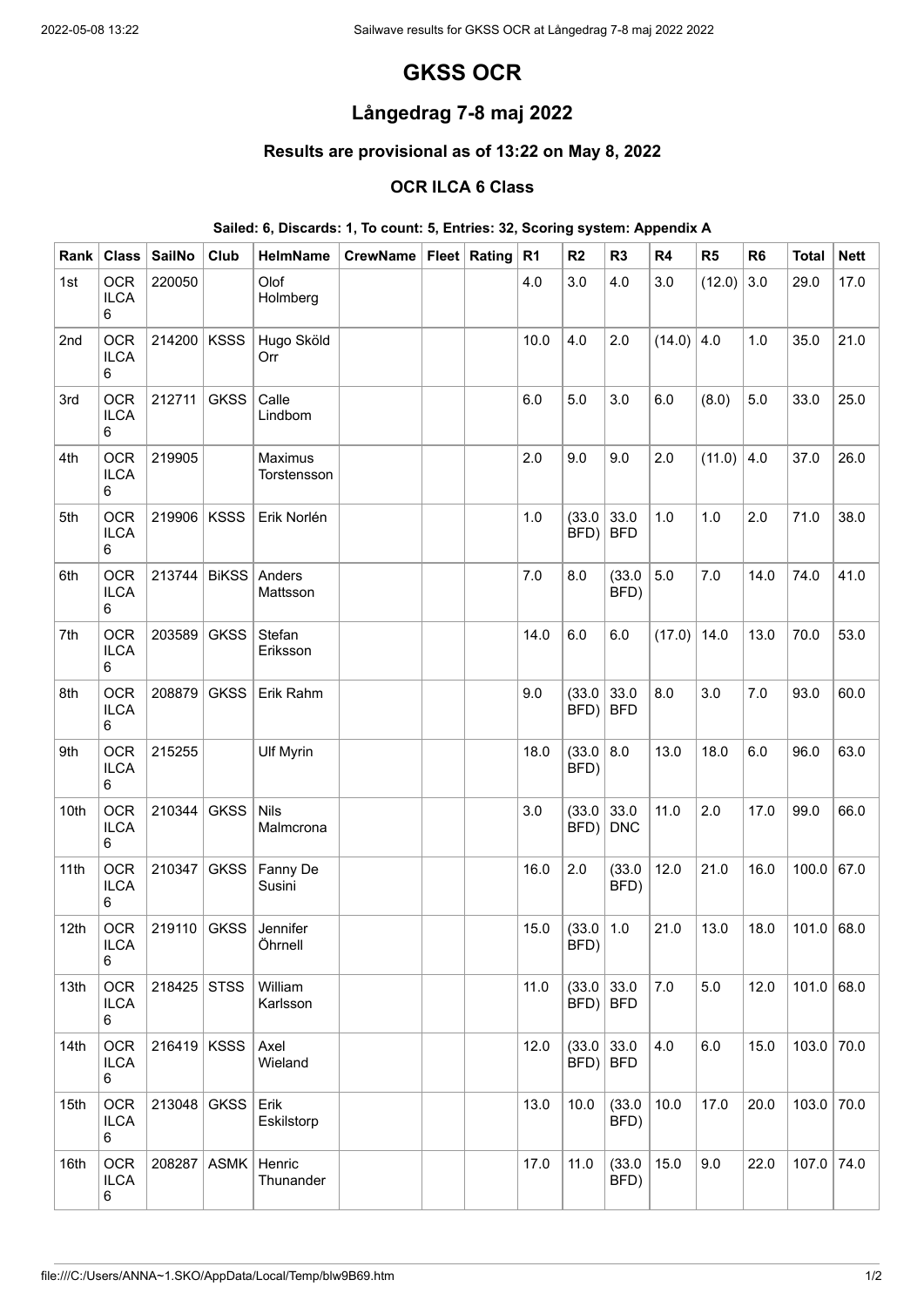# GKSS OCR

## Långedrag 7-8 maj 2022

### Results are provisional as of 13:22 on May 8, 2022

#### OCR ILCA 6 Class

**Sailed: 6, Discards: 1, To count: 5, Entries: 32, Scoring system: Appendix A**

| Rank | Class | SailNo | Club | HelmName | CrewName | Fleet | Rating | R1 | R2 | R3 | R4 | R5 | R6 | Total | Nett |
|---|---|---|---|---|---|---|---|---|---|---|---|---|---|---|---|
| 1st | OCR ILCA 6 | 220050 | | Olof Holmberg | | | | 4.0 | 3.0 | 4.0 | 3.0 | (12.0) | 3.0 | 29.0 | 17.0 |
| 2nd | OCR ILCA 6 | 214200 | KSSS | Hugo Sköld Orr | | | | 10.0 | 4.0 | 2.0 | (14.0) | 4.0 | 1.0 | 35.0 | 21.0 |
| 3rd | OCR ILCA 6 | 212711 | GKSS | Calle Lindbom | | | | 6.0 | 5.0 | 3.0 | 6.0 | (8.0) | 5.0 | 33.0 | 25.0 |
| 4th | OCR ILCA 6 | 219905 | | Maximus Torstensson | | | | 2.0 | 9.0 | 9.0 | 2.0 | (11.0) | 4.0 | 37.0 | 26.0 |
| 5th | OCR ILCA 6 | 219906 | KSSS | Erik Norlén | | | | 1.0 | (33.0 BFD) | 33.0 BFD | 1.0 | 1.0 | 2.0 | 71.0 | 38.0 |
| 6th | OCR ILCA 6 | 213744 | BiKSS | Anders Mattsson | | | | 7.0 | 8.0 | (33.0 BFD) | 5.0 | 7.0 | 14.0 | 74.0 | 41.0 |
| 7th | OCR ILCA 6 | 203589 | GKSS | Stefan Eriksson | | | | 14.0 | 6.0 | 6.0 | (17.0) | 14.0 | 13.0 | 70.0 | 53.0 |
| 8th | OCR ILCA 6 | 208879 | GKSS | Erik Rahm | | | | 9.0 | (33.0 BFD) | 33.0 BFD | 8.0 | 3.0 | 7.0 | 93.0 | 60.0 |
| 9th | OCR ILCA 6 | 215255 | | Ulf Myrin | | | | 18.0 | (33.0 BFD) | 8.0 | 13.0 | 18.0 | 6.0 | 96.0 | 63.0 |
| 10th | OCR ILCA 6 | 210344 | GKSS | Nils Malmcrona | | | | 3.0 | (33.0 BFD) | 33.0 DNC | 11.0 | 2.0 | 17.0 | 99.0 | 66.0 |
| 11th | OCR ILCA 6 | 210347 | GKSS | Fanny De Susini | | | | 16.0 | 2.0 | (33.0 BFD) | 12.0 | 21.0 | 16.0 | 100.0 | 67.0 |
| 12th | OCR ILCA 6 | 219110 | GKSS | Jennifer Öhrnell | | | | 15.0 | (33.0 BFD) | 1.0 | 21.0 | 13.0 | 18.0 | 101.0 | 68.0 |
| 13th | OCR ILCA 6 | 218425 | STSS | William Karlsson | | | | 11.0 | (33.0 BFD) | 33.0 BFD | 7.0 | 5.0 | 12.0 | 101.0 | 68.0 |
| 14th | OCR ILCA 6 | 216419 | KSSS | Axel Wieland | | | | 12.0 | (33.0 BFD) | 33.0 BFD | 4.0 | 6.0 | 15.0 | 103.0 | 70.0 |
| 15th | OCR ILCA 6 | 213048 | GKSS | Erik Eskilstorp | | | | 13.0 | 10.0 | (33.0 BFD) | 10.0 | 17.0 | 20.0 | 103.0 | 70.0 |
| 16th | OCR ILCA 6 | 208287 | ASMK | Henric Thunander | | | | 17.0 | 11.0 | (33.0 BFD) | 15.0 | 9.0 | 22.0 | 107.0 | 74.0 |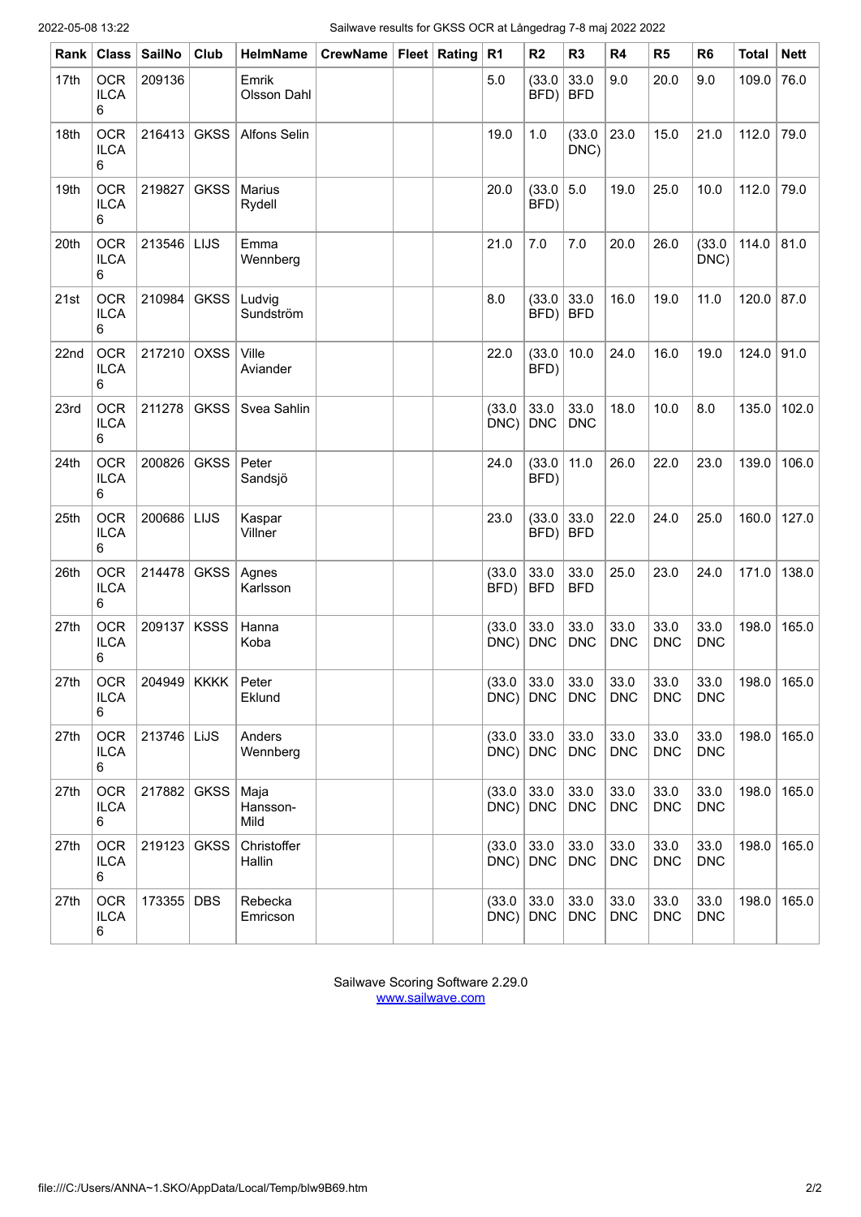| Rank | Class | SailNo | Club | HelmName | CrewName | Fleet | Rating | R1 | R2 | R3 | R4 | R5 | R6 | Total | Nett |
|---|---|---|---|---|---|---|---|---|---|---|---|---|---|---|---|
| 17th | OCR ILCA 6 | 209136 | | Emrik Olsson Dahl | | | | 5.0 | (33.0 BFD) | 33.0 BFD | 9.0 | 20.0 | 9.0 | 109.0 | 76.0 |
| 18th | OCR ILCA 6 | 216413 | GKSS | Alfons Selin | | | | 19.0 | 1.0 | (33.0 DNC) | 23.0 | 15.0 | 21.0 | 112.0 | 79.0 |
| 19th | OCR ILCA 6 | 219827 | GKSS | Marius Rydell | | | | 20.0 | (33.0 BFD) | 5.0 | 19.0 | 25.0 | 10.0 | 112.0 | 79.0 |
| 20th | OCR ILCA 6 | 213546 | LIJS | Emma Wennberg | | | | 21.0 | 7.0 | 7.0 | 20.0 | 26.0 | (33.0 DNC) | 114.0 | 81.0 |
| 21st | OCR ILCA 6 | 210984 | GKSS | Ludvig Sundström | | | | 8.0 | (33.0 BFD) | 33.0 BFD | 16.0 | 19.0 | 11.0 | 120.0 | 87.0 |
| 22nd | OCR ILCA 6 | 217210 | OXSS | Ville Aviander | | | | 22.0 | (33.0 BFD) | 10.0 | 24.0 | 16.0 | 19.0 | 124.0 | 91.0 |
| 23rd | OCR ILCA 6 | 211278 | GKSS | Svea Sahlin | | | | (33.0 DNC) | 33.0 DNC | 33.0 DNC | 18.0 | 10.0 | 8.0 | 135.0 | 102.0 |
| 24th | OCR ILCA 6 | 200826 | GKSS | Peter Sandsjö | | | | 24.0 | (33.0 BFD) | 11.0 | 26.0 | 22.0 | 23.0 | 139.0 | 106.0 |
| 25th | OCR ILCA 6 | 200686 | LIJS | Kaspar Villner | | | | 23.0 | (33.0 BFD) | 33.0 BFD | 22.0 | 24.0 | 25.0 | 160.0 | 127.0 |
| 26th | OCR ILCA 6 | 214478 | GKSS | Agnes Karlsson | | | | (33.0 BFD) | 33.0 BFD | 33.0 BFD | 25.0 | 23.0 | 24.0 | 171.0 | 138.0 |
| 27th | OCR ILCA 6 | 209137 | KSSS | Hanna Koba | | | | (33.0 DNC) | 33.0 DNC | 33.0 DNC | 33.0 DNC | 33.0 DNC | 33.0 DNC | 198.0 | 165.0 |
| 27th | OCR ILCA 6 | 204949 | KKKK | Peter Eklund | | | | (33.0 DNC) | 33.0 DNC | 33.0 DNC | 33.0 DNC | 33.0 DNC | 33.0 DNC | 198.0 | 165.0 |
| 27th | OCR ILCA 6 | 213746 | LiJS | Anders Wennberg | | | | (33.0 DNC) | 33.0 DNC | 33.0 DNC | 33.0 DNC | 33.0 DNC | 33.0 DNC | 198.0 | 165.0 |
| 27th | OCR ILCA 6 | 217882 | GKSS | Maja Hansson-Mild | | | | (33.0 DNC) | 33.0 DNC | 33.0 DNC | 33.0 DNC | 33.0 DNC | 33.0 DNC | 198.0 | 165.0 |
| 27th | OCR ILCA 6 | 219123 | GKSS | Christoffer Hallin | | | | (33.0 DNC) | 33.0 DNC | 33.0 DNC | 33.0 DNC | 33.0 DNC | 33.0 DNC | 198.0 | 165.0 |
| 27th | OCR ILCA 6 | 173355 | DBS | Rebecka Emricson | | | | (33.0 DNC) | 33.0 DNC | 33.0 DNC | 33.0 DNC | 33.0 DNC | 33.0 DNC | 198.0 | 165.0 |

Sailwave Scoring Software 2.29.0
www.sailwave.com